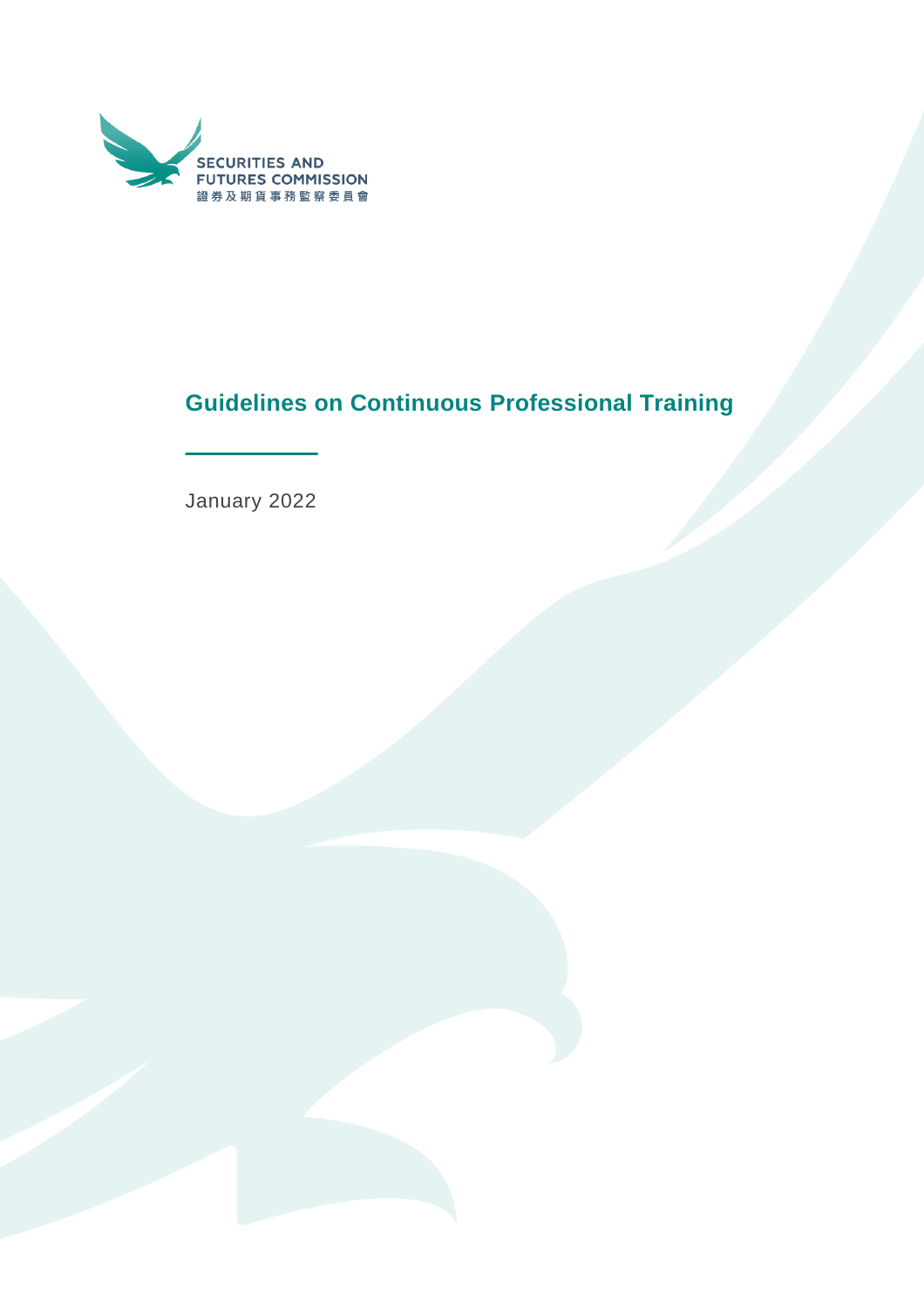SECURITIES AND FUTURES COMMISSION
證券及期貨事務監察委員會

# Guidelines on Continuous Professional Training

January 2022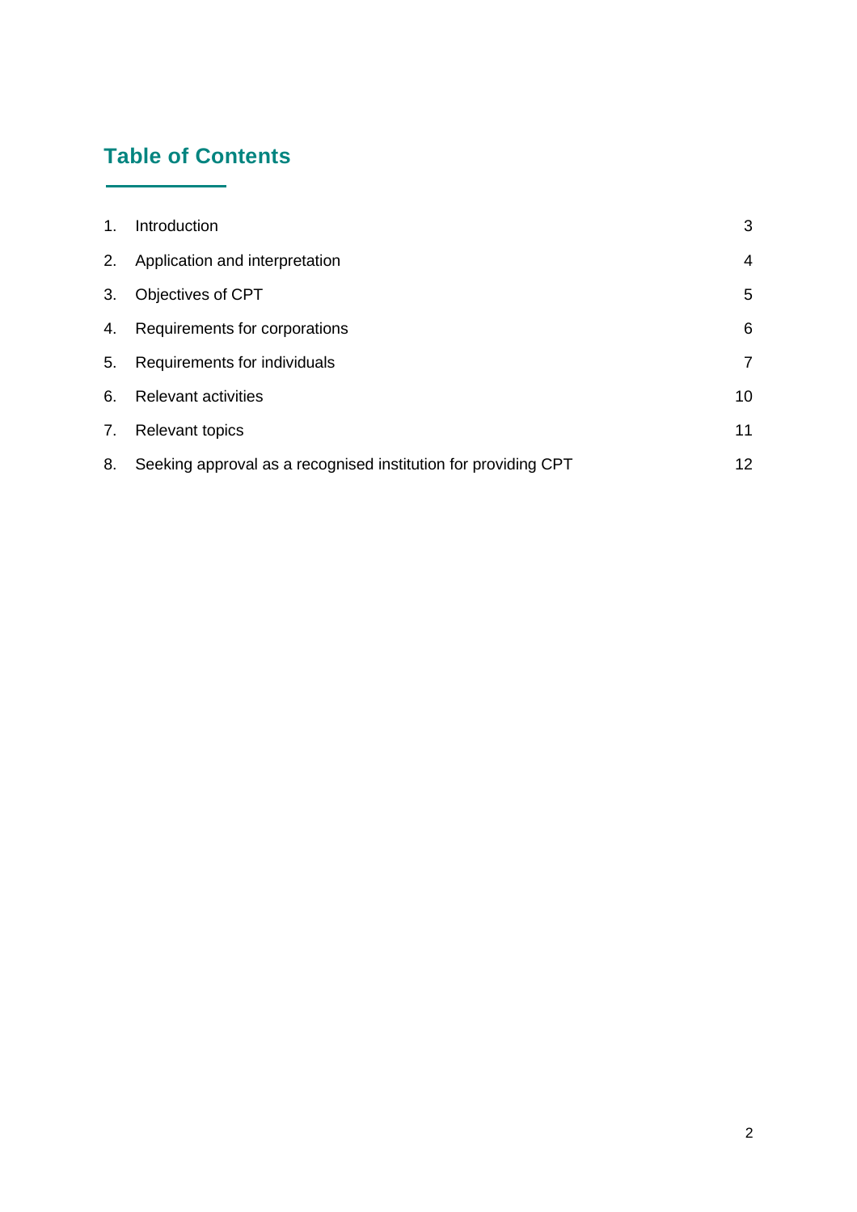## Table of Contents

| | | |
|---|---|---|
| 1. | Introduction | 3 |
| 2. | Application and interpretation | 4 |
| 3. | Objectives of CPT | 5 |
| 4. | Requirements for corporations | 6 |
| 5. | Requirements for individuals | 7 |
| 6. | Relevant activities | 10 |
| 7. | Relevant topics | 11 |
| 8. | Seeking approval as a recognised institution for providing CPT | 12 |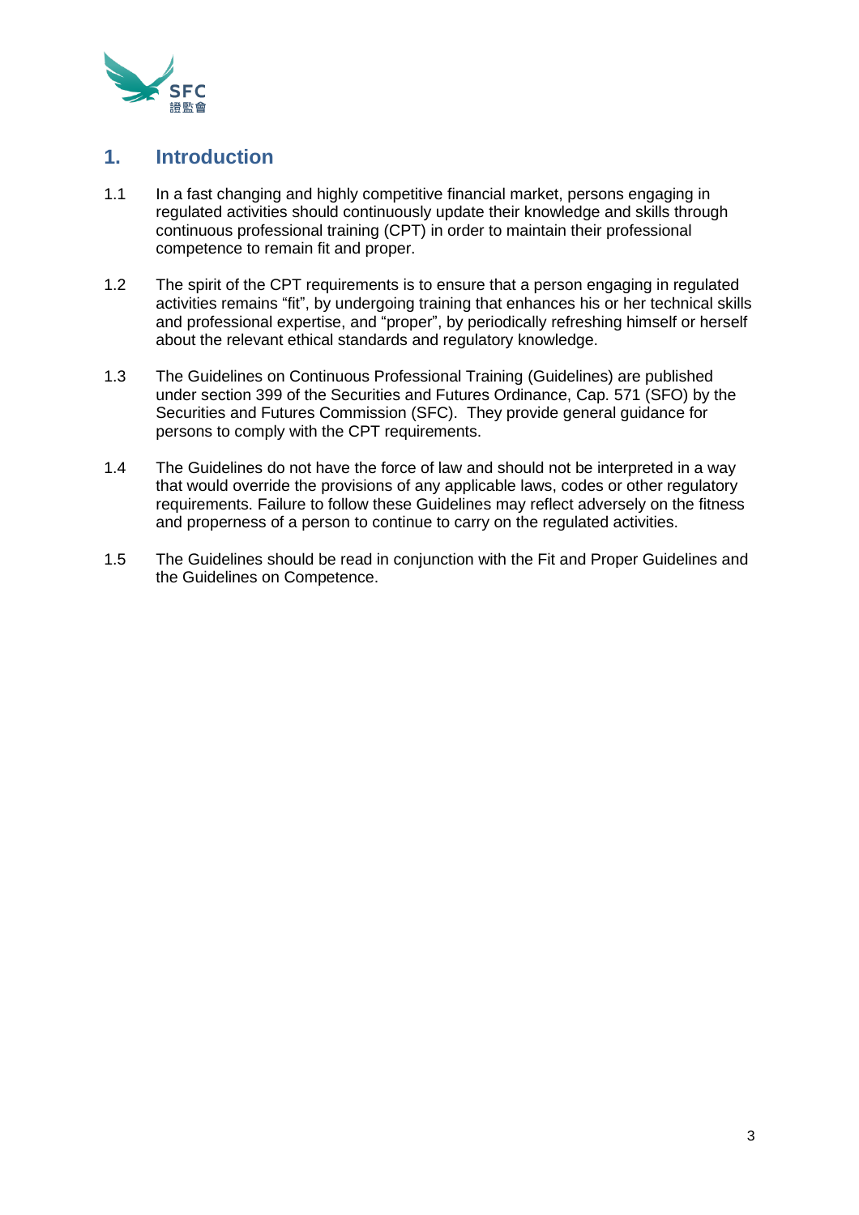# 1. Introduction

1.1 In a fast changing and highly competitive financial market, persons engaging in regulated activities should continuously update their knowledge and skills through continuous professional training (CPT) in order to maintain their professional competence to remain fit and proper.

1.2 The spirit of the CPT requirements is to ensure that a person engaging in regulated activities remains "fit", by undergoing training that enhances his or her technical skills and professional expertise, and "proper", by periodically refreshing himself or herself about the relevant ethical standards and regulatory knowledge.

1.3 The Guidelines on Continuous Professional Training (Guidelines) are published under section 399 of the Securities and Futures Ordinance, Cap. 571 (SFO) by the Securities and Futures Commission (SFC). They provide general guidance for persons to comply with the CPT requirements.

1.4 The Guidelines do not have the force of law and should not be interpreted in a way that would override the provisions of any applicable laws, codes or other regulatory requirements. Failure to follow these Guidelines may reflect adversely on the fitness and properness of a person to continue to carry on the regulated activities.

1.5 The Guidelines should be read in conjunction with the Fit and Proper Guidelines and the Guidelines on Competence.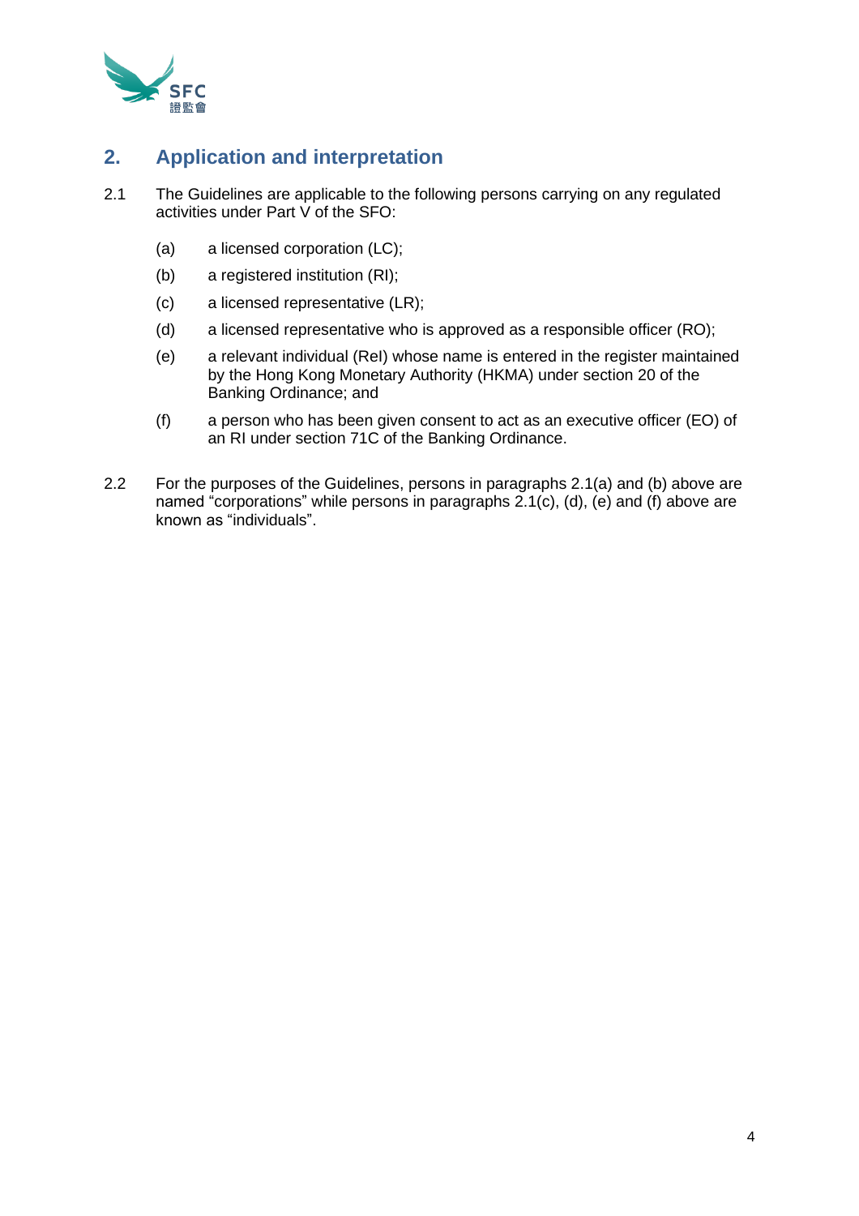## 2. Application and interpretation

2.1 The Guidelines are applicable to the following persons carrying on any regulated activities under Part V of the SFO:

(a) a licensed corporation (LC);

(b) a registered institution (RI);

(c) a licensed representative (LR);

(d) a licensed representative who is approved as a responsible officer (RO);

(e) a relevant individual (ReI) whose name is entered in the register maintained by the Hong Kong Monetary Authority (HKMA) under section 20 of the Banking Ordinance; and

(f) a person who has been given consent to act as an executive officer (EO) of an RI under section 71C of the Banking Ordinance.

2.2 For the purposes of the Guidelines, persons in paragraphs 2.1(a) and (b) above are named "corporations" while persons in paragraphs 2.1(c), (d), (e) and (f) above are known as "individuals".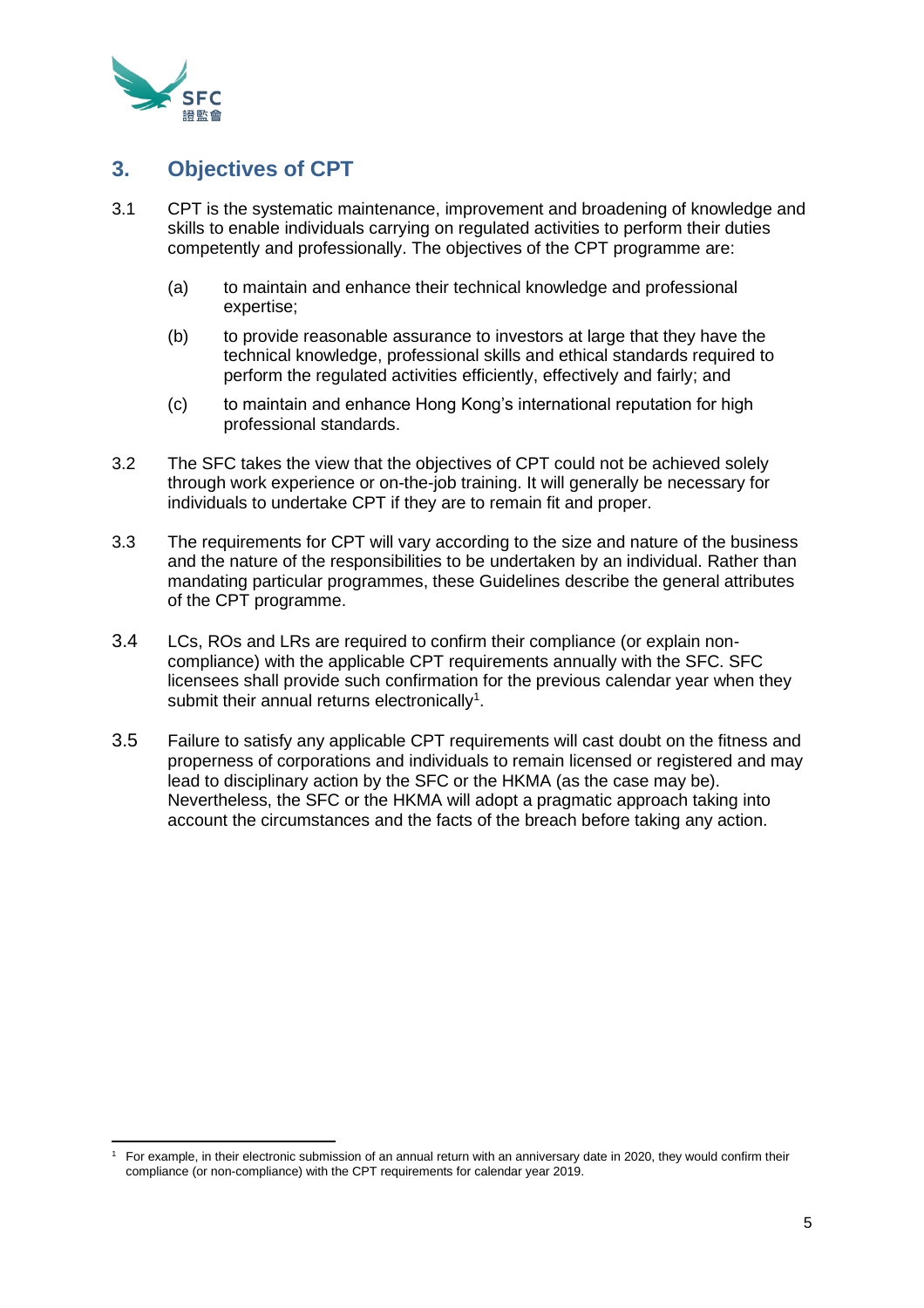## 3. Objectives of CPT

3.1 CPT is the systematic maintenance, improvement and broadening of knowledge and skills to enable individuals carrying on regulated activities to perform their duties competently and professionally. The objectives of the CPT programme are:

(a) to maintain and enhance their technical knowledge and professional expertise;

(b) to provide reasonable assurance to investors at large that they have the technical knowledge, professional skills and ethical standards required to perform the regulated activities efficiently, effectively and fairly; and

(c) to maintain and enhance Hong Kong's international reputation for high professional standards.

3.2 The SFC takes the view that the objectives of CPT could not be achieved solely through work experience or on-the-job training. It will generally be necessary for individuals to undertake CPT if they are to remain fit and proper.

3.3 The requirements for CPT will vary according to the size and nature of the business and the nature of the responsibilities to be undertaken by an individual. Rather than mandating particular programmes, these Guidelines describe the general attributes of the CPT programme.

3.4 LCs, ROs and LRs are required to confirm their compliance (or explain non-compliance) with the applicable CPT requirements annually with the SFC. SFC licensees shall provide such confirmation for the previous calendar year when they submit their annual returns electronically[1].

3.5 Failure to satisfy any applicable CPT requirements will cast doubt on the fitness and properness of corporations and individuals to remain licensed or registered and may lead to disciplinary action by the SFC or the HKMA (as the case may be). Nevertheless, the SFC or the HKMA will adopt a pragmatic approach taking into account the circumstances and the facts of the breach before taking any action.

---

[1] For example, in their electronic submission of an annual return with an anniversary date in 2020, they would confirm their compliance (or non-compliance) with the CPT requirements for calendar year 2019.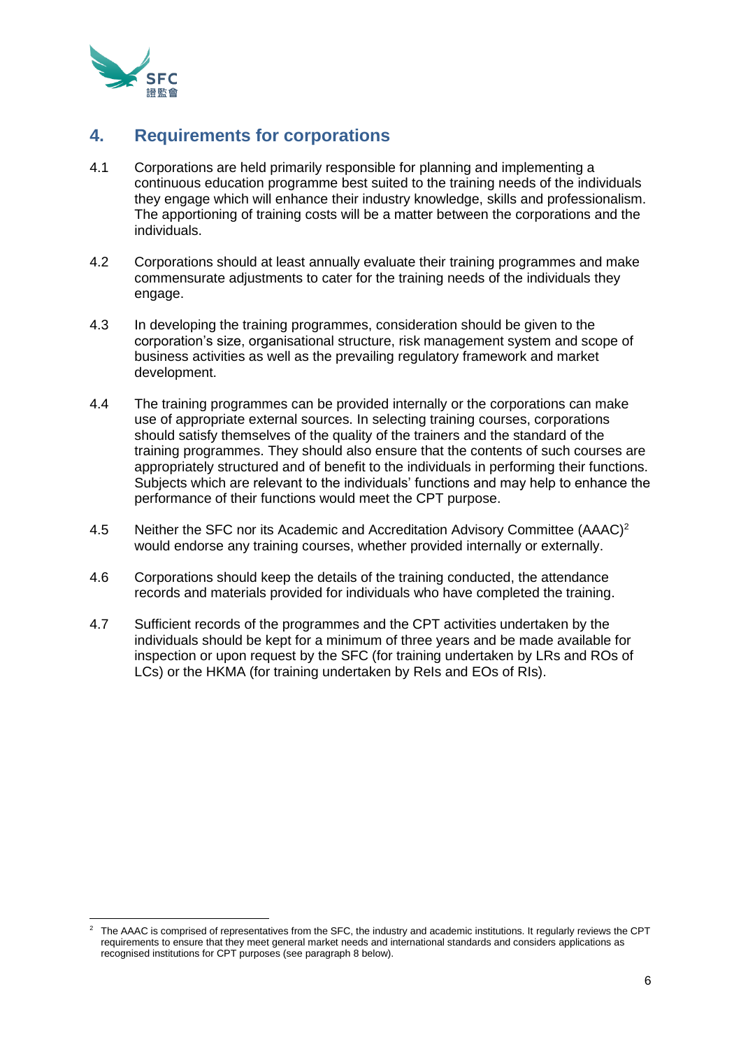## 4. Requirements for corporations

4.1 Corporations are held primarily responsible for planning and implementing a continuous education programme best suited to the training needs of the individuals they engage which will enhance their industry knowledge, skills and professionalism. The apportioning of training costs will be a matter between the corporations and the individuals.

4.2 Corporations should at least annually evaluate their training programmes and make commensurate adjustments to cater for the training needs of the individuals they engage.

4.3 In developing the training programmes, consideration should be given to the corporation's size, organisational structure, risk management system and scope of business activities as well as the prevailing regulatory framework and market development.

4.4 The training programmes can be provided internally or the corporations can make use of appropriate external sources. In selecting training courses, corporations should satisfy themselves of the quality of the trainers and the standard of the training programmes. They should also ensure that the contents of such courses are appropriately structured and of benefit to the individuals in performing their functions. Subjects which are relevant to the individuals' functions and may help to enhance the performance of their functions would meet the CPT purpose.

4.5 Neither the SFC nor its Academic and Accreditation Advisory Committee (AAAC)[2] would endorse any training courses, whether provided internally or externally.

4.6 Corporations should keep the details of the training conducted, the attendance records and materials provided for individuals who have completed the training.

4.7 Sufficient records of the programmes and the CPT activities undertaken by the individuals should be kept for a minimum of three years and be made available for inspection or upon request by the SFC (for training undertaken by LRs and ROs of LCs) or the HKMA (for training undertaken by RelS and EOs of RIs).

---

[2] The AAAC is comprised of representatives from the SFC, the industry and academic institutions. It regularly reviews the CPT requirements to ensure that they meet general market needs and international standards and considers applications as recognised institutions for CPT purposes (see paragraph 8 below).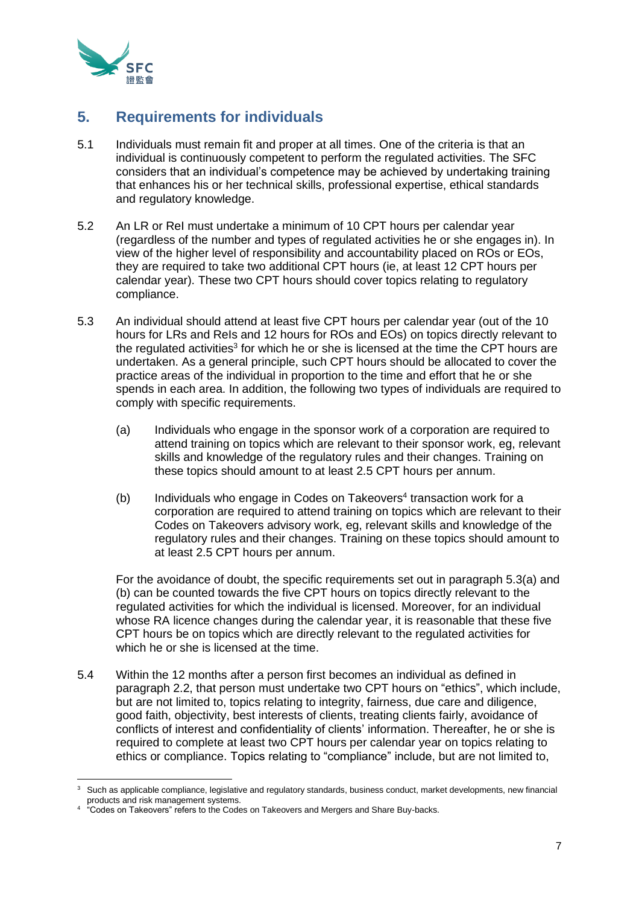## 5. Requirements for individuals

5.1 Individuals must remain fit and proper at all times. One of the criteria is that an individual is continuously competent to perform the regulated activities. The SFC considers that an individual's competence may be achieved by undertaking training that enhances his or her technical skills, professional expertise, ethical standards and regulatory knowledge.

5.2 An LR or ReI must undertake a minimum of 10 CPT hours per calendar year (regardless of the number and types of regulated activities he or she engages in). In view of the higher level of responsibility and accountability placed on ROs or EOs, they are required to take two additional CPT hours (ie, at least 12 CPT hours per calendar year). These two CPT hours should cover topics relating to regulatory compliance.

5.3 An individual should attend at least five CPT hours per calendar year (out of the 10 hours for LRs and ReIs and 12 hours for ROs and EOs) on topics directly relevant to the regulated activities[3] for which he or she is licensed at the time the CPT hours are undertaken. As a general principle, such CPT hours should be allocated to cover the practice areas of the individual in proportion to the time and effort that he or she spends in each area. In addition, the following two types of individuals are required to comply with specific requirements.

(a) Individuals who engage in the sponsor work of a corporation are required to attend training on topics which are relevant to their sponsor work, eg, relevant skills and knowledge of the regulatory rules and their changes. Training on these topics should amount to at least 2.5 CPT hours per annum.

(b) Individuals who engage in Codes on Takeovers[4] transaction work for a corporation are required to attend training on topics which are relevant to their Codes on Takeovers advisory work, eg, relevant skills and knowledge of the regulatory rules and their changes. Training on these topics should amount to at least 2.5 CPT hours per annum.

For the avoidance of doubt, the specific requirements set out in paragraph 5.3(a) and (b) can be counted towards the five CPT hours on topics directly relevant to the regulated activities for which the individual is licensed. Moreover, for an individual whose RA licence changes during the calendar year, it is reasonable that these five CPT hours be on topics which are directly relevant to the regulated activities for which he or she is licensed at the time.

5.4 Within the 12 months after a person first becomes an individual as defined in paragraph 2.2, that person must undertake two CPT hours on "ethics", which include, but are not limited to, topics relating to integrity, fairness, due care and diligence, good faith, objectivity, best interests of clients, treating clients fairly, avoidance of conflicts of interest and confidentiality of clients' information. Thereafter, he or she is required to complete at least two CPT hours per calendar year on topics relating to ethics or compliance. Topics relating to "compliance" include, but are not limited to,

---

[3] Such as applicable compliance, legislative and regulatory standards, business conduct, market developments, new financial products and risk management systems.

[4] "Codes on Takeovers" refers to the Codes on Takeovers and Mergers and Share Buy-backs.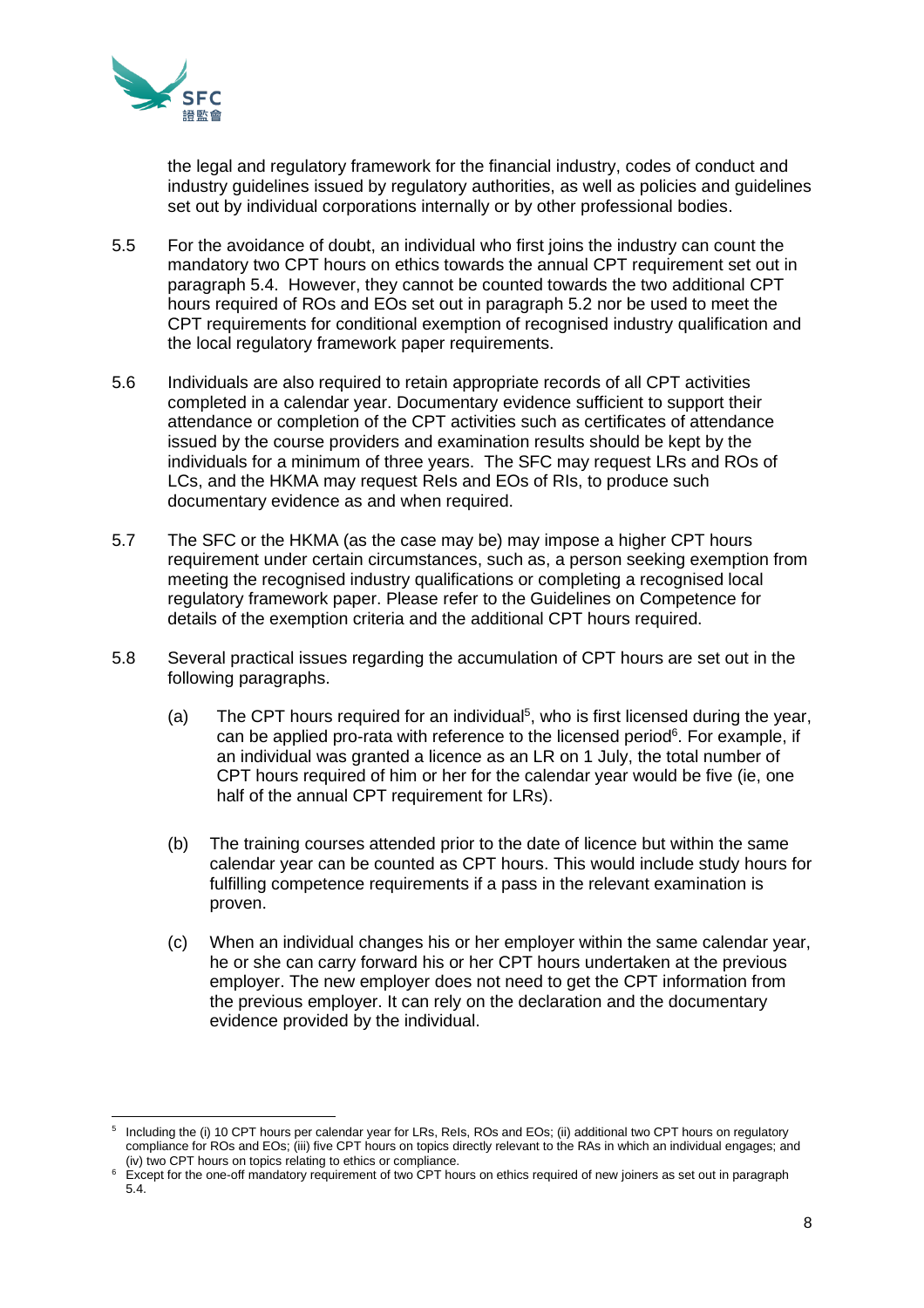the legal and regulatory framework for the financial industry, codes of conduct and industry guidelines issued by regulatory authorities, as well as policies and guidelines set out by individual corporations internally or by other professional bodies.

5.5 For the avoidance of doubt, an individual who first joins the industry can count the mandatory two CPT hours on ethics towards the annual CPT requirement set out in paragraph 5.4. However, they cannot be counted towards the two additional CPT hours required of ROs and EOs set out in paragraph 5.2 nor be used to meet the CPT requirements for conditional exemption of recognised industry qualification and the local regulatory framework paper requirements.

5.6 Individuals are also required to retain appropriate records of all CPT activities completed in a calendar year. Documentary evidence sufficient to support their attendance or completion of the CPT activities such as certificates of attendance issued by the course providers and examination results should be kept by the individuals for a minimum of three years. The SFC may request LRs and ROs of LCs, and the HKMA may request ReIs and EOs of RIs, to produce such documentary evidence as and when required.

5.7 The SFC or the HKMA (as the case may be) may impose a higher CPT hours requirement under certain circumstances, such as, a person seeking exemption from meeting the recognised industry qualifications or completing a recognised local regulatory framework paper. Please refer to the Guidelines on Competence for details of the exemption criteria and the additional CPT hours required.

5.8 Several practical issues regarding the accumulation of CPT hours are set out in the following paragraphs.

(a) The CPT hours required for an individual[5], who is first licensed during the year, can be applied pro-rata with reference to the licensed period[6]. For example, if an individual was granted a licence as an LR on 1 July, the total number of CPT hours required of him or her for the calendar year would be five (ie, one half of the annual CPT requirement for LRs).

(b) The training courses attended prior to the date of licence but within the same calendar year can be counted as CPT hours. This would include study hours for fulfilling competence requirements if a pass in the relevant examination is proven.

(c) When an individual changes his or her employer within the same calendar year, he or she can carry forward his or her CPT hours undertaken at the previous employer. The new employer does not need to get the CPT information from the previous employer. It can rely on the declaration and the documentary evidence provided by the individual.

---

[5] Including the (i) 10 CPT hours per calendar year for LRs, ReIs, ROs and EOs; (ii) additional two CPT hours on regulatory compliance for ROs and EOs; (iii) five CPT hours on topics directly relevant to the RAs in which an individual engages; and (iv) two CPT hours on topics relating to ethics or compliance.

[6] Except for the one-off mandatory requirement of two CPT hours on ethics required of new joiners as set out in paragraph 5.4.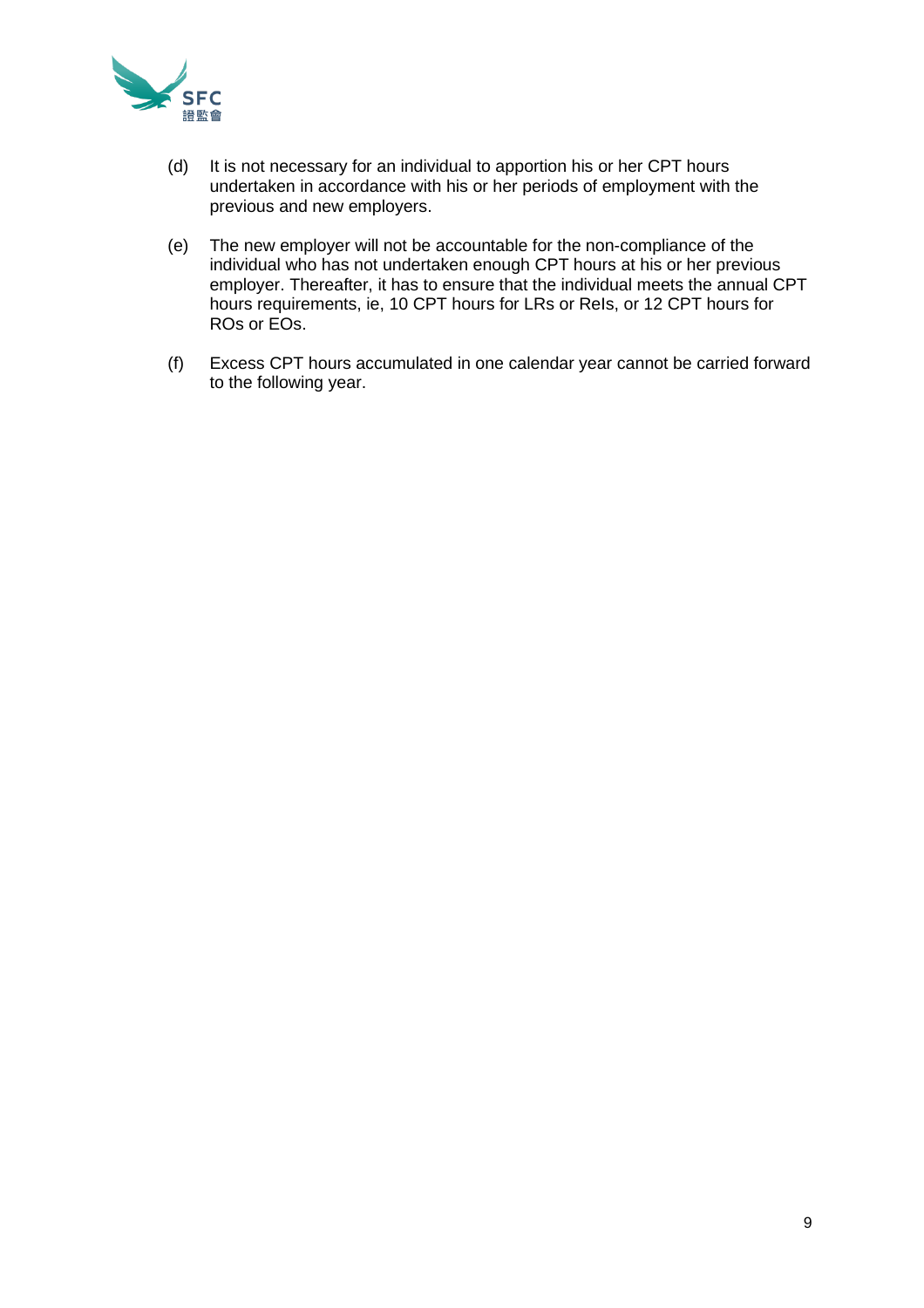(d) It is not necessary for an individual to apportion his or her CPT hours undertaken in accordance with his or her periods of employment with the previous and new employers.

(e) The new employer will not be accountable for the non-compliance of the individual who has not undertaken enough CPT hours at his or her previous employer. Thereafter, it has to ensure that the individual meets the annual CPT hours requirements, ie, 10 CPT hours for LRs or ReIs, or 12 CPT hours for ROs or EOs.

(f) Excess CPT hours accumulated in one calendar year cannot be carried forward to the following year.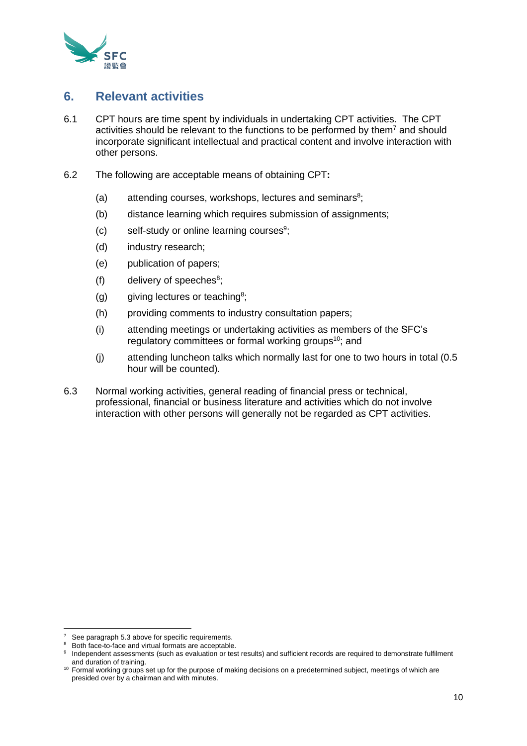## 6. Relevant activities

6.1 CPT hours are time spent by individuals in undertaking CPT activities. The CPT activities should be relevant to the functions to be performed by them[7] and should incorporate significant intellectual and practical content and involve interaction with other persons.

6.2 The following are acceptable means of obtaining CPT:

(a) attending courses, workshops, lectures and seminars[8];

(b) distance learning which requires submission of assignments;

(c) self-study or online learning courses[9];

(d) industry research;

(e) publication of papers;

(f) delivery of speeches[8];

(g) giving lectures or teaching[8];

(h) providing comments to industry consultation papers;

(i) attending meetings or undertaking activities as members of the SFC's regulatory committees or formal working groups[10]; and

(j) attending luncheon talks which normally last for one to two hours in total (0.5 hour will be counted).

6.3 Normal working activities, general reading of financial press or technical, professional, financial or business literature and activities which do not involve interaction with other persons will generally not be regarded as CPT activities.

---

[7] See paragraph 5.3 above for specific requirements.

[8] Both face-to-face and virtual formats are acceptable.

[9] Independent assessments (such as evaluation or test results) and sufficient records are required to demonstrate fulfilment and duration of training.

[10] Formal working groups set up for the purpose of making decisions on a predetermined subject, meetings of which are presided over by a chairman and with minutes.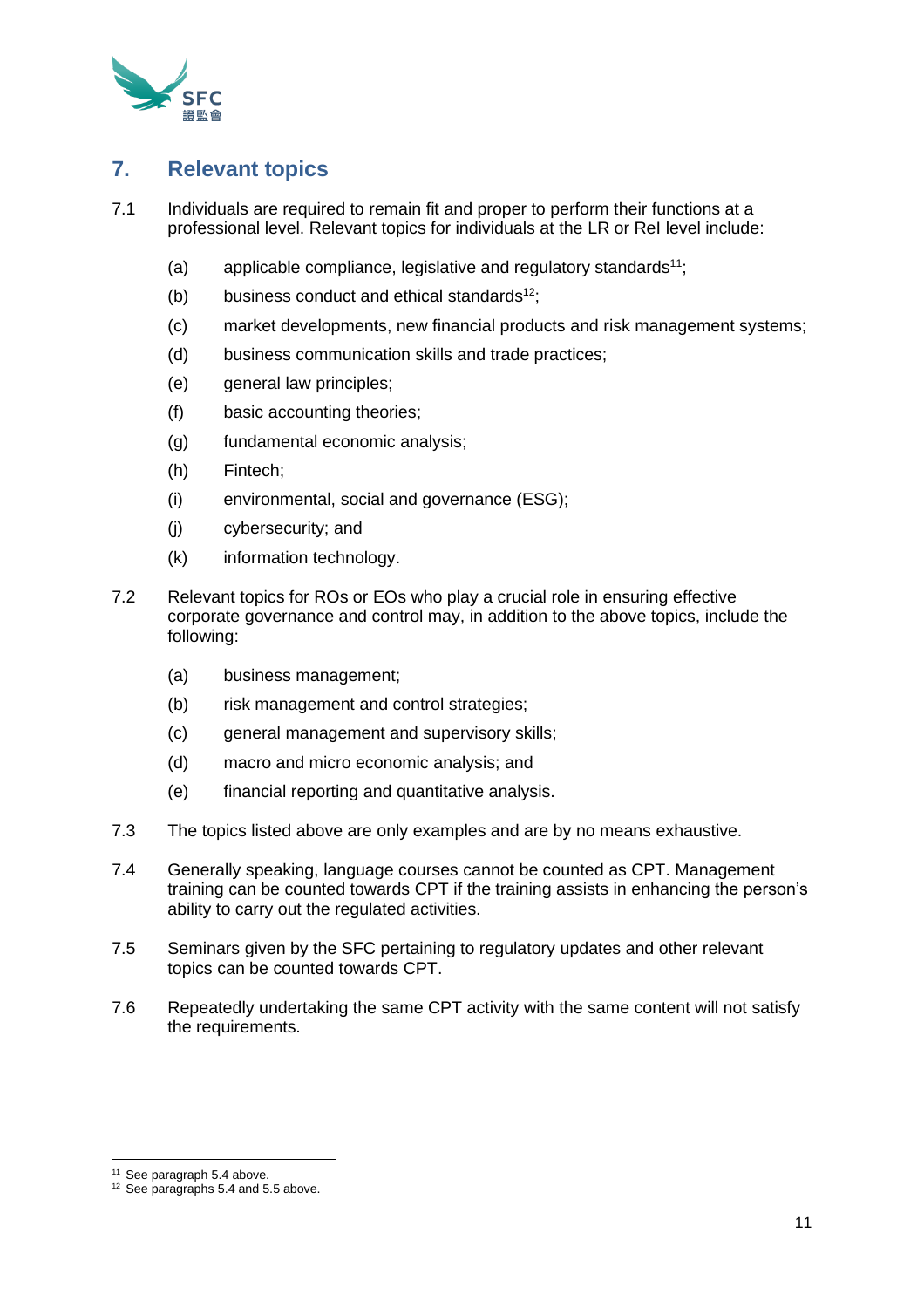## 7. Relevant topics

7.1 Individuals are required to remain fit and proper to perform their functions at a professional level. Relevant topics for individuals at the LR or ReI level include:

(a) applicable compliance, legislative and regulatory standards[11];

(b) business conduct and ethical standards[12];

(c) market developments, new financial products and risk management systems;

(d) business communication skills and trade practices;

(e) general law principles;

(f) basic accounting theories;

(g) fundamental economic analysis;

(h) Fintech;

(i) environmental, social and governance (ESG);

(j) cybersecurity; and

(k) information technology.

7.2 Relevant topics for ROs or EOs who play a crucial role in ensuring effective corporate governance and control may, in addition to the above topics, include the following:

(a) business management;

(b) risk management and control strategies;

(c) general management and supervisory skills;

(d) macro and micro economic analysis; and

(e) financial reporting and quantitative analysis.

7.3 The topics listed above are only examples and are by no means exhaustive.

7.4 Generally speaking, language courses cannot be counted as CPT. Management training can be counted towards CPT if the training assists in enhancing the person's ability to carry out the regulated activities.

7.5 Seminars given by the SFC pertaining to regulatory updates and other relevant topics can be counted towards CPT.

7.6 Repeatedly undertaking the same CPT activity with the same content will not satisfy the requirements.

---

[11] See paragraph 5.4 above.

[12] See paragraphs 5.4 and 5.5 above.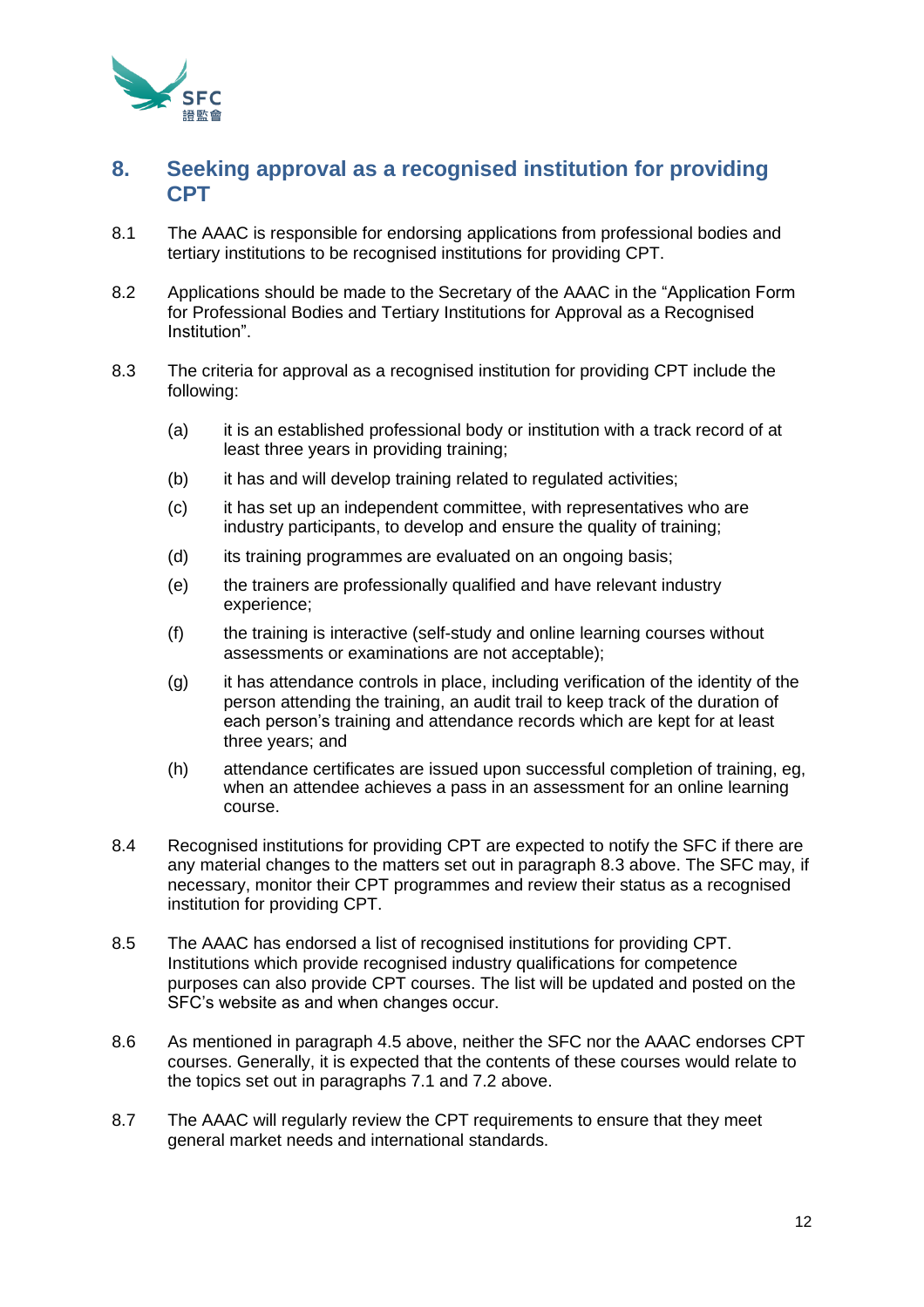## 8. Seeking approval as a recognised institution for providing CPT

8.1 The AAAC is responsible for endorsing applications from professional bodies and tertiary institutions to be recognised institutions for providing CPT.

8.2 Applications should be made to the Secretary of the AAAC in the "Application Form for Professional Bodies and Tertiary Institutions for Approval as a Recognised Institution".

8.3 The criteria for approval as a recognised institution for providing CPT include the following:

(a) it is an established professional body or institution with a track record of at least three years in providing training;

(b) it has and will develop training related to regulated activities;

(c) it has set up an independent committee, with representatives who are industry participants, to develop and ensure the quality of training;

(d) its training programmes are evaluated on an ongoing basis;

(e) the trainers are professionally qualified and have relevant industry experience;

(f) the training is interactive (self-study and online learning courses without assessments or examinations are not acceptable);

(g) it has attendance controls in place, including verification of the identity of the person attending the training, an audit trail to keep track of the duration of each person's training and attendance records which are kept for at least three years; and

(h) attendance certificates are issued upon successful completion of training, eg, when an attendee achieves a pass in an assessment for an online learning course.

8.4 Recognised institutions for providing CPT are expected to notify the SFC if there are any material changes to the matters set out in paragraph 8.3 above. The SFC may, if necessary, monitor their CPT programmes and review their status as a recognised institution for providing CPT.

8.5 The AAAC has endorsed a list of recognised institutions for providing CPT. Institutions which provide recognised industry qualifications for competence purposes can also provide CPT courses. The list will be updated and posted on the SFC's website as and when changes occur.

8.6 As mentioned in paragraph 4.5 above, neither the SFC nor the AAAC endorses CPT courses. Generally, it is expected that the contents of these courses would relate to the topics set out in paragraphs 7.1 and 7.2 above.

8.7 The AAAC will regularly review the CPT requirements to ensure that they meet general market needs and international standards.